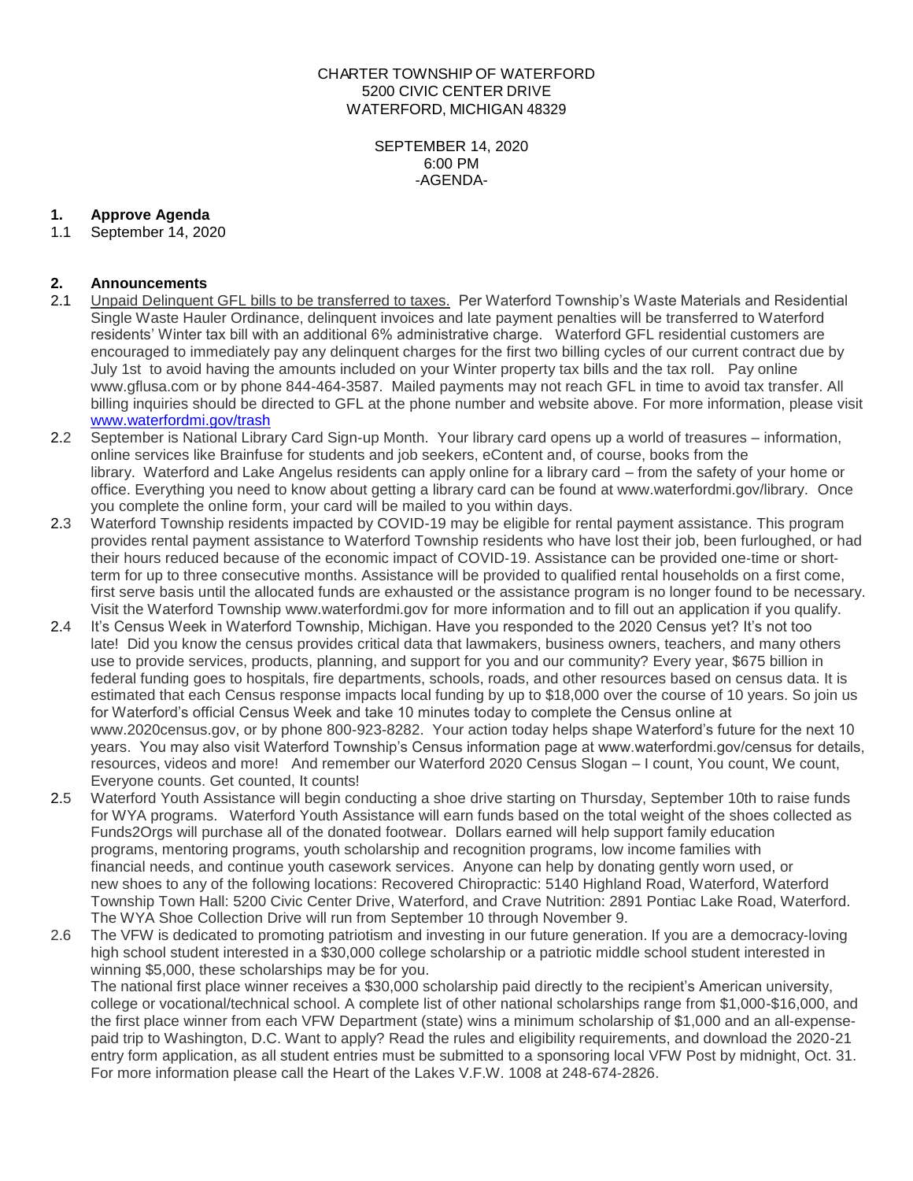CHARTER TOWNSHIP OF WATERFORD
5200 CIVIC CENTER DRIVE
WATERFORD, MICHIGAN 48329

SEPTEMBER 14, 2020
6:00 PM
-AGENDA-

**1. Approve Agenda**

1.1 September 14, 2020

**2. Announcements**

2.1 Unpaid Delinquent GFL bills to be transferred to taxes. Per Waterford Township's Waste Materials and Residential Single Waste Hauler Ordinance, delinquent invoices and late payment penalties will be transferred to Waterford residents' Winter tax bill with an additional 6% administrative charge. Waterford GFL residential customers are encouraged to immediately pay any delinquent charges for the first two billing cycles of our current contract due by July 1st to avoid having the amounts included on your Winter property tax bills and the tax roll. Pay online www.gflusa.com or by phone 844-464-3587. Mailed payments may not reach GFL in time to avoid tax transfer. All billing inquiries should be directed to GFL at the phone number and website above. For more information, please visit [www.waterfordmi.gov/trash](www.waterfordmi.gov/trash)

2.2 September is National Library Card Sign-up Month. Your library card opens up a world of treasures – information, online services like Brainfuse for students and job seekers, eContent and, of course, books from the library. Waterford and Lake Angelus residents can apply online for a library card – from the safety of your home or office. Everything you need to know about getting a library card can be found at www.waterfordmi.gov/library. Once you complete the online form, your card will be mailed to you within days.

2.3 Waterford Township residents impacted by COVID-19 may be eligible for rental payment assistance. This program provides rental payment assistance to Waterford Township residents who have lost their job, been furloughed, or had their hours reduced because of the economic impact of COVID-19. Assistance can be provided one-time or short-term for up to three consecutive months. Assistance will be provided to qualified rental households on a first come, first serve basis until the allocated funds are exhausted or the assistance program is no longer found to be necessary. Visit the Waterford Township www.waterfordmi.gov for more information and to fill out an application if you qualify.

2.4 It's Census Week in Waterford Township, Michigan. Have you responded to the 2020 Census yet? It's not too late! Did you know the census provides critical data that lawmakers, business owners, teachers, and many others use to provide services, products, planning, and support for you and our community? Every year, $675 billion in federal funding goes to hospitals, fire departments, schools, roads, and other resources based on census data. It is estimated that each Census response impacts local funding by up to $18,000 over the course of 10 years. So join us for Waterford's official Census Week and take 10 minutes today to complete the Census online at www.2020census.gov, or by phone 800-923-8282. Your action today helps shape Waterford's future for the next 10 years. You may also visit Waterford Township's Census information page at www.waterfordmi.gov/census for details, resources, videos and more! And remember our Waterford 2020 Census Slogan – I count, You count, We count, Everyone counts. Get counted, It counts!

2.5 Waterford Youth Assistance will begin conducting a shoe drive starting on Thursday, September 10th to raise funds for WYA programs. Waterford Youth Assistance will earn funds based on the total weight of the shoes collected as Funds2Orgs will purchase all of the donated footwear. Dollars earned will help support family education programs, mentoring programs, youth scholarship and recognition programs, low income families with financial needs, and continue youth casework services. Anyone can help by donating gently worn used, or new shoes to any of the following locations: Recovered Chiropractic: 5140 Highland Road, Waterford, Waterford Township Town Hall: 5200 Civic Center Drive, Waterford, and Crave Nutrition: 2891 Pontiac Lake Road, Waterford. The WYA Shoe Collection Drive will run from September 10 through November 9.

2.6 The VFW is dedicated to promoting patriotism and investing in our future generation. If you are a democracy-loving high school student interested in a $30,000 college scholarship or a patriotic middle school student interested in winning $5,000, these scholarships may be for you.
The national first place winner receives a $30,000 scholarship paid directly to the recipient's American university, college or vocational/technical school. A complete list of other national scholarships range from $1,000-$16,000, and the first place winner from each VFW Department (state) wins a minimum scholarship of $1,000 and an all-expense-paid trip to Washington, D.C. Want to apply? Read the rules and eligibility requirements, and download the 2020-21 entry form application, as all student entries must be submitted to a sponsoring local VFW Post by midnight, Oct. 31. For more information please call the Heart of the Lakes V.F.W. 1008 at 248-674-2826.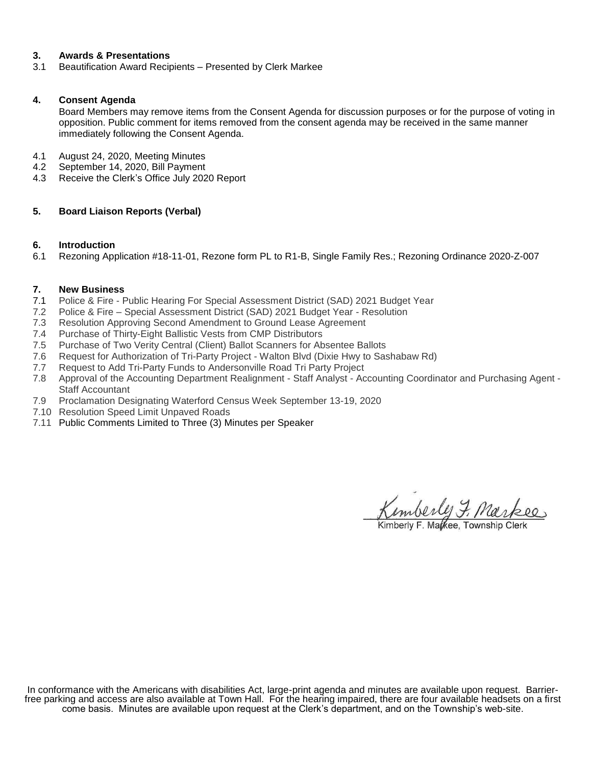## 3. Awards & Presentations

3.1 Beautification Award Recipients – Presented by Clerk Markee

## 4. Consent Agenda

Board Members may remove items from the Consent Agenda for discussion purposes or for the purpose of voting in opposition. Public comment for items removed from the consent agenda may be received in the same manner immediately following the Consent Agenda.

4.1 August 24, 2020, Meeting Minutes
4.2 September 14, 2020, Bill Payment
4.3 Receive the Clerk's Office July 2020 Report

## 5. Board Liaison Reports (Verbal)

## 6. Introduction

6.1 Rezoning Application #18-11-01, Rezone form PL to R1-B, Single Family Res.; Rezoning Ordinance 2020-Z-007

## 7. New Business

7.1 Police & Fire - Public Hearing For Special Assessment District (SAD) 2021 Budget Year
7.2 Police & Fire – Special Assessment District (SAD) 2021 Budget Year - Resolution
7.3 Resolution Approving Second Amendment to Ground Lease Agreement
7.4 Purchase of Thirty-Eight Ballistic Vests from CMP Distributors
7.5 Purchase of Two Verity Central (Client) Ballot Scanners for Absentee Ballots
7.6 Request for Authorization of Tri-Party Project - Walton Blvd (Dixie Hwy to Sashabaw Rd)
7.7 Request to Add Tri-Party Funds to Andersonville Road Tri Party Project
7.8 Approval of the Accounting Department Realignment - Staff Analyst - Accounting Coordinator and Purchasing Agent - Staff Accountant
7.9 Proclamation Designating Waterford Census Week September 13-19, 2020
7.10 Resolution Speed Limit Unpaved Roads
7.11 Public Comments Limited to Three (3) Minutes per Speaker

Kimberly F. Markee

Kimberly F. Markee, Township Clerk

In conformance with the Americans with disabilities Act, large-print agenda and minutes are available upon request. Barrier-free parking and access are also available at Town Hall. For the hearing impaired, there are four available headsets on a first come basis. Minutes are available upon request at the Clerk's department, and on the Township's web-site.